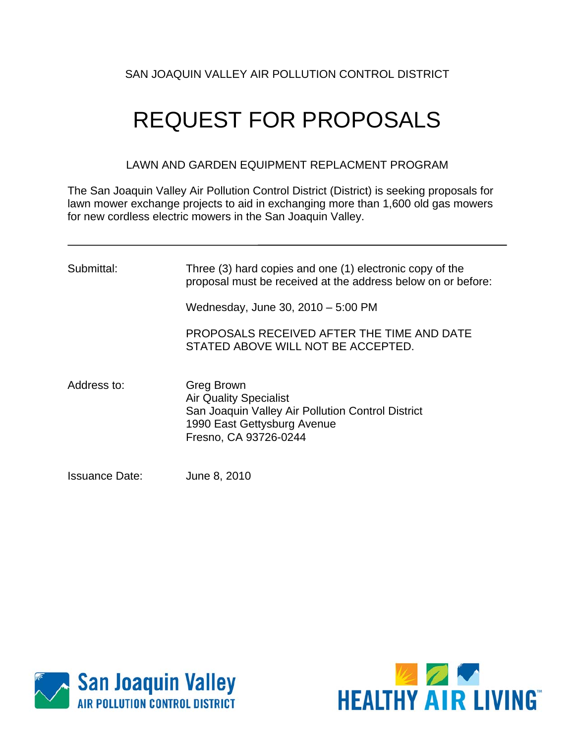SAN JOAQUIN VALLEY AIR POLLUTION CONTROL DISTRICT

# REQUEST FOR PROPOSALS

## LAWN AND GARDEN EQUIPMENT REPLACMENT PROGRAM

The San Joaquin Valley Air Pollution Control District (District) is seeking proposals for lawn mower exchange projects to aid in exchanging more than 1,600 old gas mowers for new cordless electric mowers in the San Joaquin Valley.

---

| | |
|---|---|
| Submittal: | Three (3) hard copies and one (1) electronic copy of the proposal must be received at the address below on or before:<br><br>Wednesday, June 30, 2010 – 5:00 PM<br><br>PROPOSALS RECEIVED AFTER THE TIME AND DATE STATED ABOVE WILL NOT BE ACCEPTED. |
| Address to: | Greg Brown<br>Air Quality Specialist<br>San Joaquin Valley Air Pollution Control District<br>1990 East Gettysburg Avenue<br>Fresno, CA 93726-0244 |
| Issuance Date: | June 8, 2010 |

San Joaquin Valley AIR POLLUTION CONTROL DISTRICT

HEALTHY AIR LIVING™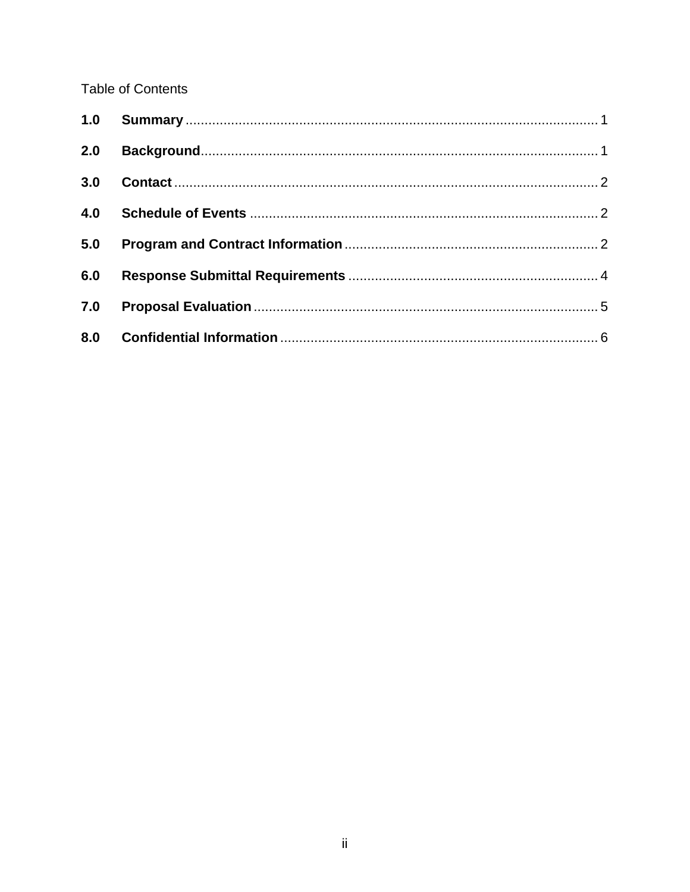Table of Contents

**1.0 Summary** ........................................................................................................ 1

**2.0 Background** .................................................................................................... 1

**3.0 Contact** .......................................................................................................... 2

**4.0 Schedule of Events** ...................................................................................... 2

**5.0 Program and Contract Information** .............................................................. 2

**6.0 Response Submittal Requirements** ............................................................. 4

**7.0 Proposal Evaluation** ..................................................................................... 5

**8.0 Confidential Information** ............................................................................... 6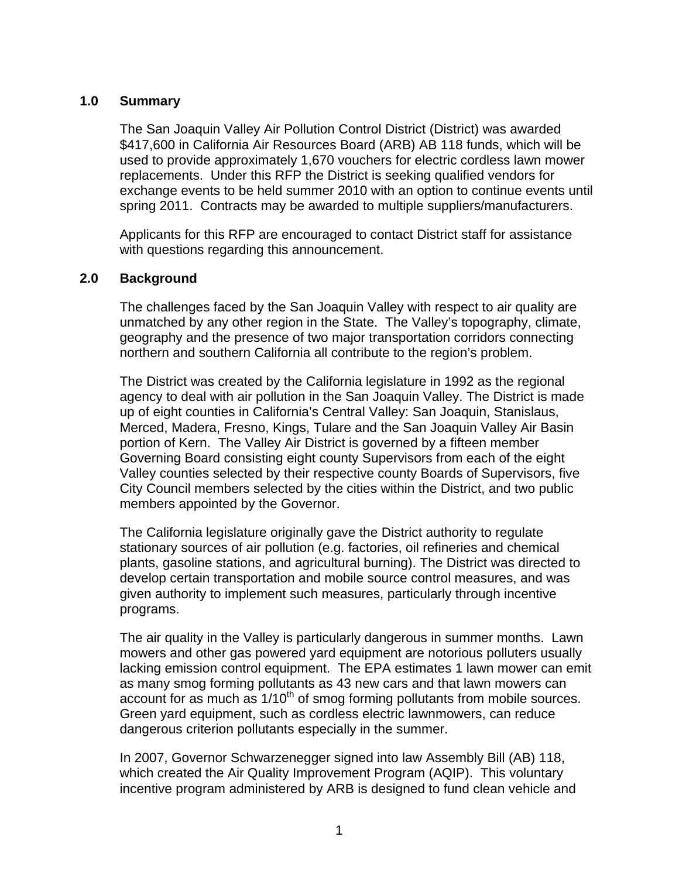## 1.0 Summary

The San Joaquin Valley Air Pollution Control District (District) was awarded $417,600 in California Air Resources Board (ARB) AB 118 funds, which will be used to provide approximately 1,670 vouchers for electric cordless lawn mower replacements. Under this RFP the District is seeking qualified vendors for exchange events to be held summer 2010 with an option to continue events until spring 2011. Contracts may be awarded to multiple suppliers/manufacturers.

Applicants for this RFP are encouraged to contact District staff for assistance with questions regarding this announcement.

## 2.0 Background

The challenges faced by the San Joaquin Valley with respect to air quality are unmatched by any other region in the State. The Valley's topography, climate, geography and the presence of two major transportation corridors connecting northern and southern California all contribute to the region's problem.

The District was created by the California legislature in 1992 as the regional agency to deal with air pollution in the San Joaquin Valley. The District is made up of eight counties in California's Central Valley: San Joaquin, Stanislaus, Merced, Madera, Fresno, Kings, Tulare and the San Joaquin Valley Air Basin portion of Kern. The Valley Air District is governed by a fifteen member Governing Board consisting eight county Supervisors from each of the eight Valley counties selected by their respective county Boards of Supervisors, five City Council members selected by the cities within the District, and two public members appointed by the Governor.

The California legislature originally gave the District authority to regulate stationary sources of air pollution (e.g. factories, oil refineries and chemical plants, gasoline stations, and agricultural burning). The District was directed to develop certain transportation and mobile source control measures, and was given authority to implement such measures, particularly through incentive programs.

The air quality in the Valley is particularly dangerous in summer months. Lawn mowers and other gas powered yard equipment are notorious polluters usually lacking emission control equipment. The EPA estimates 1 lawn mower can emit as many smog forming pollutants as 43 new cars and that lawn mowers can account for as much as 1/10th of smog forming pollutants from mobile sources. Green yard equipment, such as cordless electric lawnmowers, can reduce dangerous criterion pollutants especially in the summer.

In 2007, Governor Schwarzenegger signed into law Assembly Bill (AB) 118, which created the Air Quality Improvement Program (AQIP). This voluntary incentive program administered by ARB is designed to fund clean vehicle and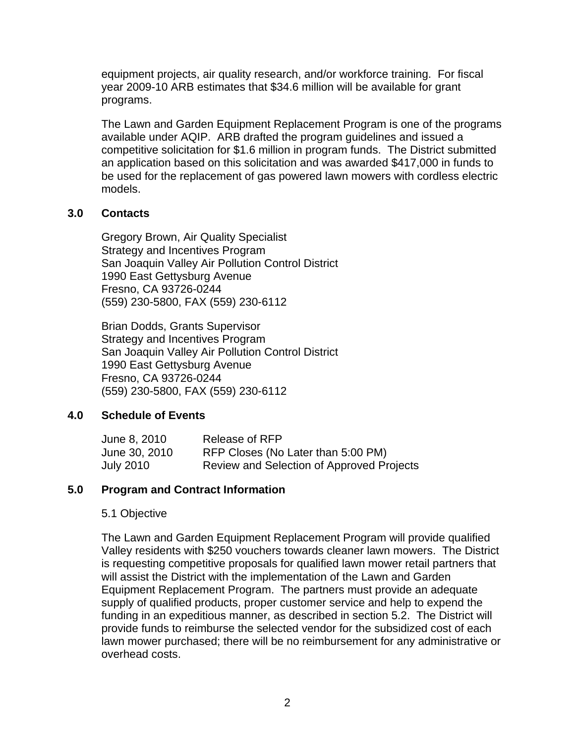equipment projects, air quality research, and/or workforce training. For fiscal year 2009-10 ARB estimates that $34.6 million will be available for grant programs.

The Lawn and Garden Equipment Replacement Program is one of the programs available under AQIP. ARB drafted the program guidelines and issued a competitive solicitation for $1.6 million in program funds. The District submitted an application based on this solicitation and was awarded $417,000 in funds to be used for the replacement of gas powered lawn mowers with cordless electric models.

## 3.0 Contacts

Gregory Brown, Air Quality Specialist
Strategy and Incentives Program
San Joaquin Valley Air Pollution Control District
1990 East Gettysburg Avenue
Fresno, CA 93726-0244
(559) 230-5800, FAX (559) 230-6112

Brian Dodds, Grants Supervisor
Strategy and Incentives Program
San Joaquin Valley Air Pollution Control District
1990 East Gettysburg Avenue
Fresno, CA 93726-0244
(559) 230-5800, FAX (559) 230-6112

## 4.0 Schedule of Events

| | |
|---|---|
| June 8, 2010 | Release of RFP |
| June 30, 2010 | RFP Closes (No Later than 5:00 PM) |
| July 2010 | Review and Selection of Approved Projects |

## 5.0 Program and Contract Information

5.1 Objective

The Lawn and Garden Equipment Replacement Program will provide qualified Valley residents with $250 vouchers towards cleaner lawn mowers. The District is requesting competitive proposals for qualified lawn mower retail partners that will assist the District with the implementation of the Lawn and Garden Equipment Replacement Program. The partners must provide an adequate supply of qualified products, proper customer service and help to expend the funding in an expeditious manner, as described in section 5.2. The District will provide funds to reimburse the selected vendor for the subsidized cost of each lawn mower purchased; there will be no reimbursement for any administrative or overhead costs.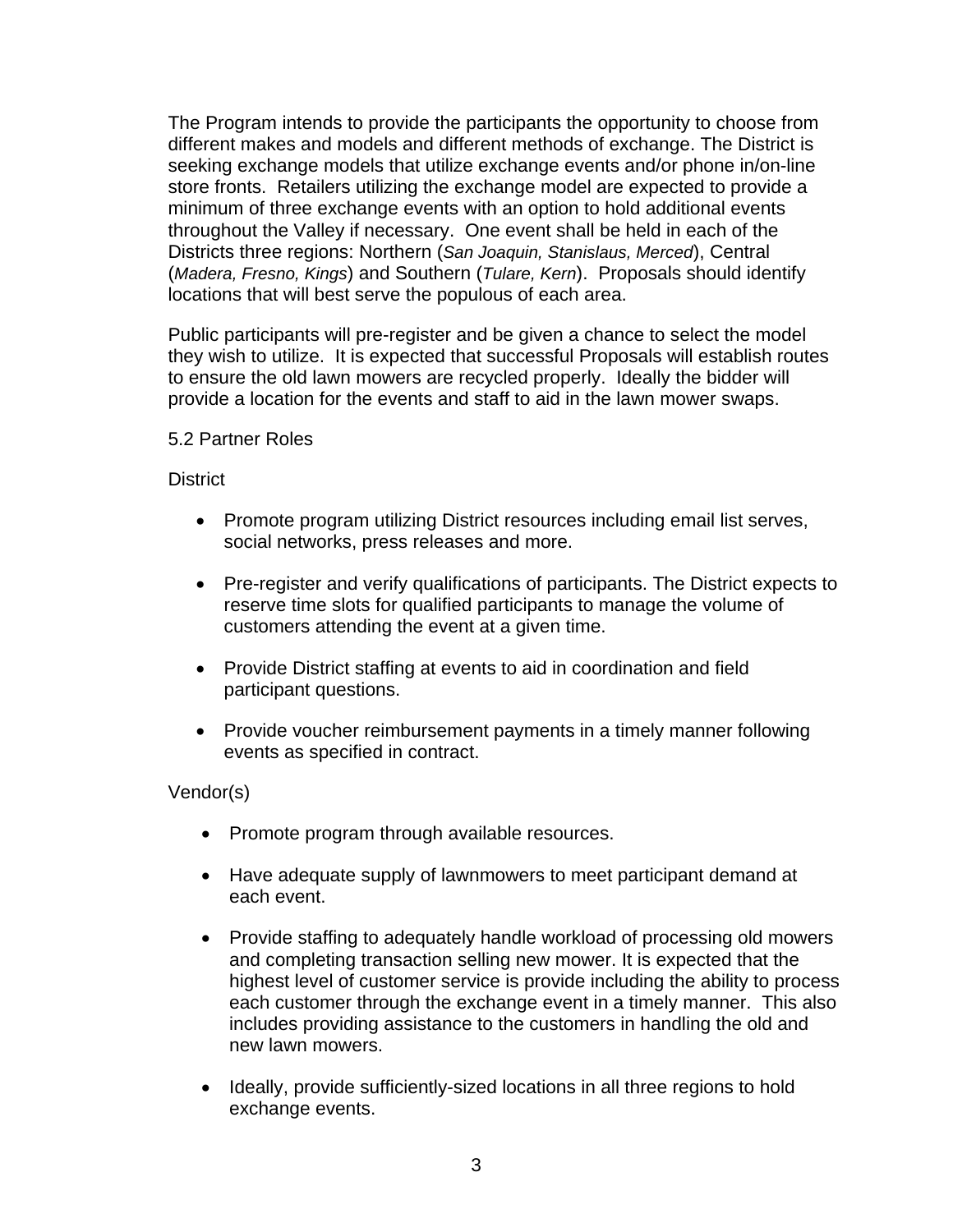The Program intends to provide the participants the opportunity to choose from different makes and models and different methods of exchange. The District is seeking exchange models that utilize exchange events and/or phone in/on-line store fronts. Retailers utilizing the exchange model are expected to provide a minimum of three exchange events with an option to hold additional events throughout the Valley if necessary. One event shall be held in each of the Districts three regions: Northern (*San Joaquin, Stanislaus, Merced*), Central (*Madera, Fresno, Kings*) and Southern (*Tulare, Kern*). Proposals should identify locations that will best serve the populous of each area.

Public participants will pre-register and be given a chance to select the model they wish to utilize. It is expected that successful Proposals will establish routes to ensure the old lawn mowers are recycled properly. Ideally the bidder will provide a location for the events and staff to aid in the lawn mower swaps.

5.2 Partner Roles

District

- Promote program utilizing District resources including email list serves, social networks, press releases and more.
- Pre-register and verify qualifications of participants. The District expects to reserve time slots for qualified participants to manage the volume of customers attending the event at a given time.
- Provide District staffing at events to aid in coordination and field participant questions.
- Provide voucher reimbursement payments in a timely manner following events as specified in contract.

Vendor(s)

- Promote program through available resources.
- Have adequate supply of lawnmowers to meet participant demand at each event.
- Provide staffing to adequately handle workload of processing old mowers and completing transaction selling new mower. It is expected that the highest level of customer service is provide including the ability to process each customer through the exchange event in a timely manner. This also includes providing assistance to the customers in handling the old and new lawn mowers.
- Ideally, provide sufficiently-sized locations in all three regions to hold exchange events.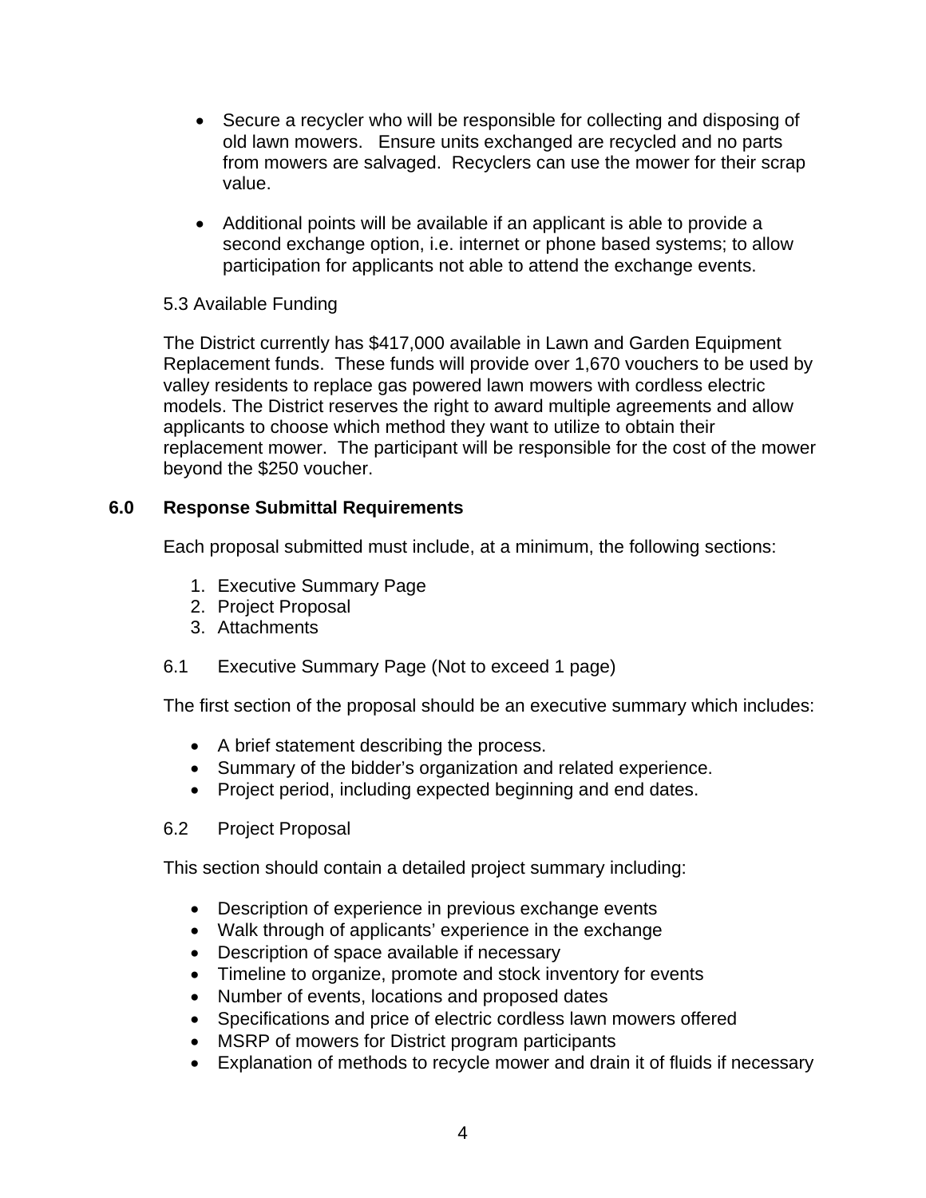- Secure a recycler who will be responsible for collecting and disposing of old lawn mowers. Ensure units exchanged are recycled and no parts from mowers are salvaged. Recyclers can use the mower for their scrap value.

- Additional points will be available if an applicant is able to provide a second exchange option, i.e. internet or phone based systems; to allow participation for applicants not able to attend the exchange events.

5.3 Available Funding

The District currently has $417,000 available in Lawn and Garden Equipment Replacement funds. These funds will provide over 1,670 vouchers to be used by valley residents to replace gas powered lawn mowers with cordless electric models. The District reserves the right to award multiple agreements and allow applicants to choose which method they want to utilize to obtain their replacement mower. The participant will be responsible for the cost of the mower beyond the $250 voucher.

## 6.0 Response Submittal Requirements

Each proposal submitted must include, at a minimum, the following sections:

1. Executive Summary Page
2. Project Proposal
3. Attachments

6.1 Executive Summary Page (Not to exceed 1 page)

The first section of the proposal should be an executive summary which includes:

- A brief statement describing the process.
- Summary of the bidder's organization and related experience.
- Project period, including expected beginning and end dates.

6.2 Project Proposal

This section should contain a detailed project summary including:

- Description of experience in previous exchange events
- Walk through of applicants' experience in the exchange
- Description of space available if necessary
- Timeline to organize, promote and stock inventory for events
- Number of events, locations and proposed dates
- Specifications and price of electric cordless lawn mowers offered
- MSRP of mowers for District program participants
- Explanation of methods to recycle mower and drain it of fluids if necessary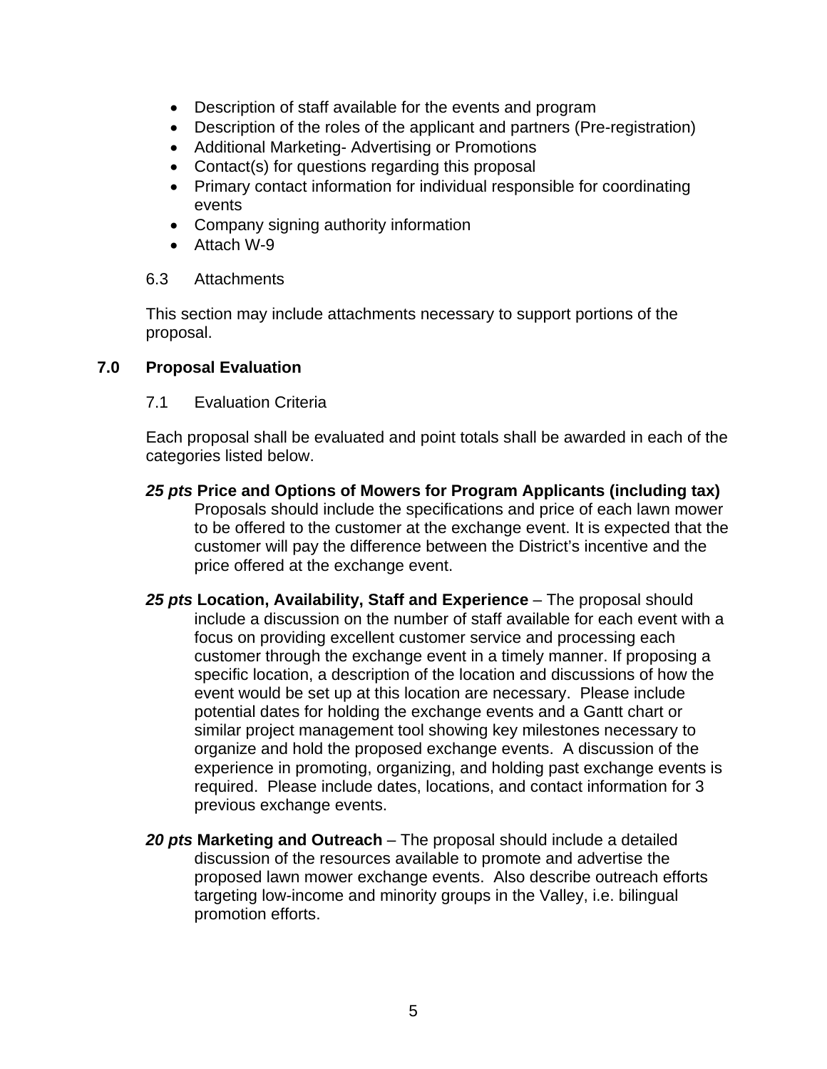- Description of staff available for the events and program
- Description of the roles of the applicant and partners (Pre-registration)
- Additional Marketing- Advertising or Promotions
- Contact(s) for questions regarding this proposal
- Primary contact information for individual responsible for coordinating events
- Company signing authority information
- Attach W-9

6.3 Attachments

This section may include attachments necessary to support portions of the proposal.

## 7.0 Proposal Evaluation

7.1 Evaluation Criteria

Each proposal shall be evaluated and point totals shall be awarded in each of the categories listed below.

***25 pts*** **Price and Options of Mowers for Program Applicants (including tax)** Proposals should include the specifications and price of each lawn mower to be offered to the customer at the exchange event. It is expected that the customer will pay the difference between the District's incentive and the price offered at the exchange event.

***25 pts*** **Location, Availability, Staff and Experience** – The proposal should include a discussion on the number of staff available for each event with a focus on providing excellent customer service and processing each customer through the exchange event in a timely manner. If proposing a specific location, a description of the location and discussions of how the event would be set up at this location are necessary. Please include potential dates for holding the exchange events and a Gantt chart or similar project management tool showing key milestones necessary to organize and hold the proposed exchange events. A discussion of the experience in promoting, organizing, and holding past exchange events is required. Please include dates, locations, and contact information for 3 previous exchange events.

***20 pts*** **Marketing and Outreach** – The proposal should include a detailed discussion of the resources available to promote and advertise the proposed lawn mower exchange events. Also describe outreach efforts targeting low-income and minority groups in the Valley, i.e. bilingual promotion efforts.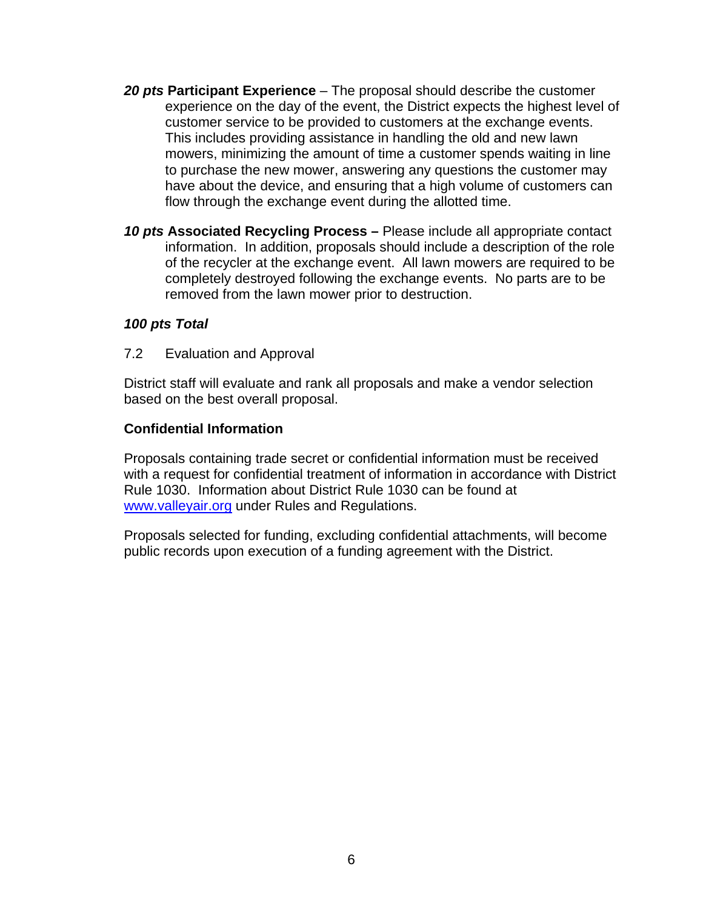***20 pts*** **Participant Experience** – The proposal should describe the customer experience on the day of the event, the District expects the highest level of customer service to be provided to customers at the exchange events. This includes providing assistance in handling the old and new lawn mowers, minimizing the amount of time a customer spends waiting in line to purchase the new mower, answering any questions the customer may have about the device, and ensuring that a high volume of customers can flow through the exchange event during the allotted time.

***10 pts*** **Associated Recycling Process –** Please include all appropriate contact information. In addition, proposals should include a description of the role of the recycler at the exchange event. All lawn mowers are required to be completely destroyed following the exchange events. No parts are to be removed from the lawn mower prior to destruction.

***100 pts Total***

7.2 Evaluation and Approval

District staff will evaluate and rank all proposals and make a vendor selection based on the best overall proposal.

**Confidential Information**

Proposals containing trade secret or confidential information must be received with a request for confidential treatment of information in accordance with District Rule 1030. Information about District Rule 1030 can be found at www.valleyair.org under Rules and Regulations.

Proposals selected for funding, excluding confidential attachments, will become public records upon execution of a funding agreement with the District.